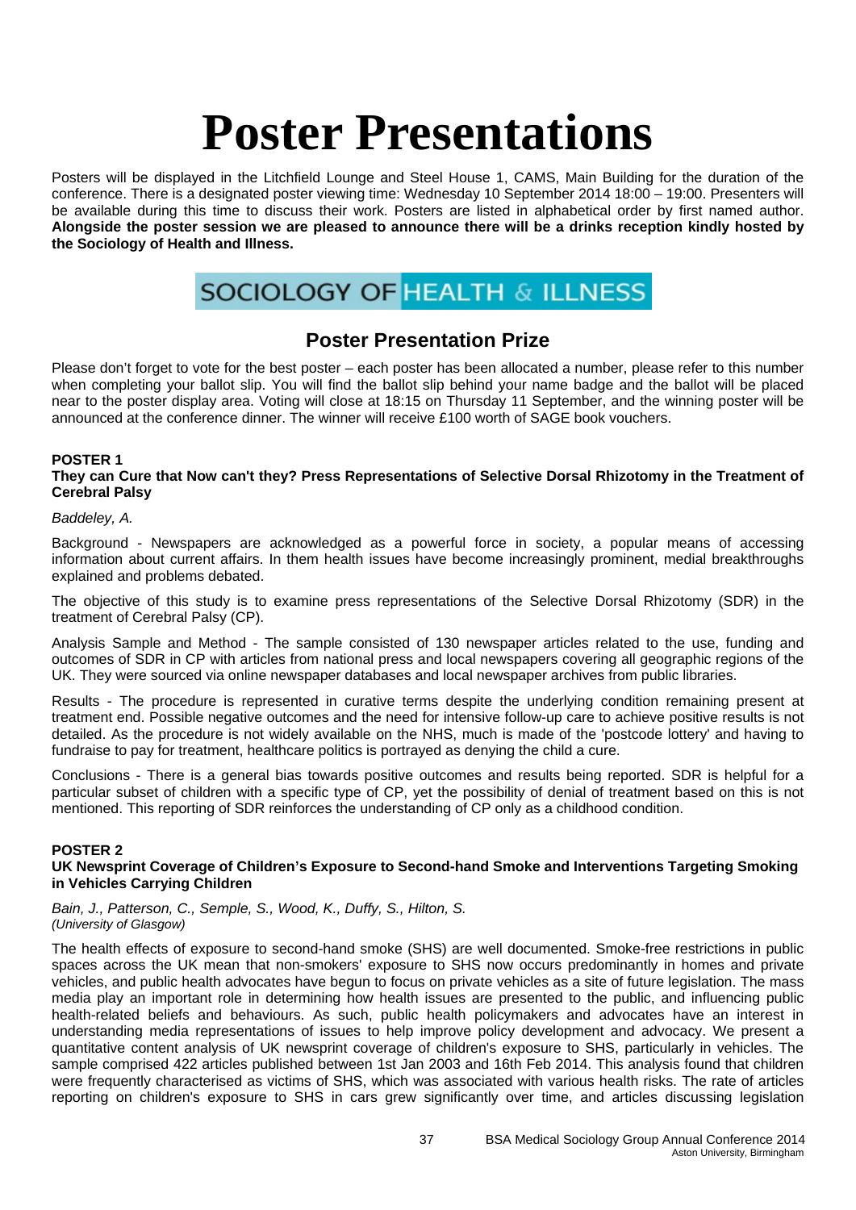# Poster Presentations

Posters will be displayed in the Litchfield Lounge and Steel House 1, CAMS, Main Building for the duration of the conference. There is a designated poster viewing time: Wednesday 10 September 2014 18:00 – 19:00. Presenters will be available during this time to discuss their work. Posters are listed in alphabetical order by first named author. **Alongside the poster session we are pleased to announce there will be a drinks reception kindly hosted by the Sociology of Health and Illness.**

SOCIOLOGY OF HEALTH & ILLNESS

## Poster Presentation Prize

Please don't forget to vote for the best poster – each poster has been allocated a number, please refer to this number when completing your ballot slip. You will find the ballot slip behind your name badge and the ballot will be placed near to the poster display area. Voting will close at 18:15 on Thursday 11 September, and the winning poster will be announced at the conference dinner. The winner will receive £100 worth of SAGE book vouchers.

**POSTER 1**

**They can Cure that Now can't they? Press Representations of Selective Dorsal Rhizotomy in the Treatment of Cerebral Palsy**

*Baddeley, A.*

Background - Newspapers are acknowledged as a powerful force in society, a popular means of accessing information about current affairs. In them health issues have become increasingly prominent, medial breakthroughs explained and problems debated.

The objective of this study is to examine press representations of the Selective Dorsal Rhizotomy (SDR) in the treatment of Cerebral Palsy (CP).

Analysis Sample and Method - The sample consisted of 130 newspaper articles related to the use, funding and outcomes of SDR in CP with articles from national press and local newspapers covering all geographic regions of the UK. They were sourced via online newspaper databases and local newspaper archives from public libraries.

Results - The procedure is represented in curative terms despite the underlying condition remaining present at treatment end. Possible negative outcomes and the need for intensive follow-up care to achieve positive results is not detailed. As the procedure is not widely available on the NHS, much is made of the 'postcode lottery' and having to fundraise to pay for treatment, healthcare politics is portrayed as denying the child a cure.

Conclusions - There is a general bias towards positive outcomes and results being reported. SDR is helpful for a particular subset of children with a specific type of CP, yet the possibility of denial of treatment based on this is not mentioned. This reporting of SDR reinforces the understanding of CP only as a childhood condition.

**POSTER 2**

**UK Newsprint Coverage of Children's Exposure to Second-hand Smoke and Interventions Targeting Smoking in Vehicles Carrying Children**

*Bain, J., Patterson, C., Semple, S., Wood, K., Duffy, S., Hilton, S.*
*(University of Glasgow)*

The health effects of exposure to second-hand smoke (SHS) are well documented. Smoke-free restrictions in public spaces across the UK mean that non-smokers' exposure to SHS now occurs predominantly in homes and private vehicles, and public health advocates have begun to focus on private vehicles as a site of future legislation. The mass media play an important role in determining how health issues are presented to the public, and influencing public health-related beliefs and behaviours. As such, public health policymakers and advocates have an interest in understanding media representations of issues to help improve policy development and advocacy. We present a quantitative content analysis of UK newsprint coverage of children's exposure to SHS, particularly in vehicles. The sample comprised 422 articles published between 1st Jan 2003 and 16th Feb 2014. This analysis found that children were frequently characterised as victims of SHS, which was associated with various health risks. The rate of articles reporting on children's exposure to SHS in cars grew significantly over time, and articles discussing legislation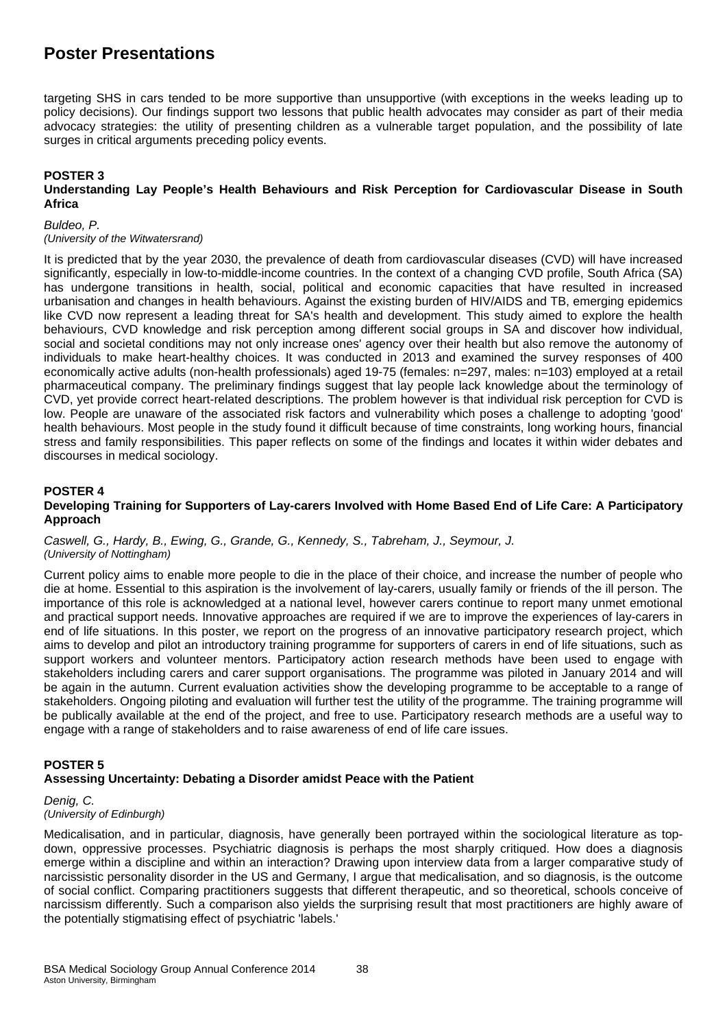targeting SHS in cars tended to be more supportive than unsupportive (with exceptions in the weeks leading up to policy decisions). Our findings support two lessons that public health advocates may consider as part of their media advocacy strategies: the utility of presenting children as a vulnerable target population, and the possibility of late surges in critical arguments preceding policy events.

**POSTER 3**

**Understanding Lay People's Health Behaviours and Risk Perception for Cardiovascular Disease in South Africa**

*Buldeo, P.*
*(University of the Witwatersrand)*

It is predicted that by the year 2030, the prevalence of death from cardiovascular diseases (CVD) will have increased significantly, especially in low-to-middle-income countries. In the context of a changing CVD profile, South Africa (SA) has undergone transitions in health, social, political and economic capacities that have resulted in increased urbanisation and changes in health behaviours. Against the existing burden of HIV/AIDS and TB, emerging epidemics like CVD now represent a leading threat for SA's health and development. This study aimed to explore the health behaviours, CVD knowledge and risk perception among different social groups in SA and discover how individual, social and societal conditions may not only increase ones' agency over their health but also remove the autonomy of individuals to make heart-healthy choices. It was conducted in 2013 and examined the survey responses of 400 economically active adults (non-health professionals) aged 19-75 (females: n=297, males: n=103) employed at a retail pharmaceutical company. The preliminary findings suggest that lay people lack knowledge about the terminology of CVD, yet provide correct heart-related descriptions. The problem however is that individual risk perception for CVD is low. People are unaware of the associated risk factors and vulnerability which poses a challenge to adopting 'good' health behaviours. Most people in the study found it difficult because of time constraints, long working hours, financial stress and family responsibilities. This paper reflects on some of the findings and locates it within wider debates and discourses in medical sociology.

**POSTER 4**

**Developing Training for Supporters of Lay-carers Involved with Home Based End of Life Care: A Participatory Approach**

*Caswell, G., Hardy, B., Ewing, G., Grande, G., Kennedy, S., Tabreham, J., Seymour, J.*
*(University of Nottingham)*

Current policy aims to enable more people to die in the place of their choice, and increase the number of people who die at home. Essential to this aspiration is the involvement of lay-carers, usually family or friends of the ill person. The importance of this role is acknowledged at a national level, however carers continue to report many unmet emotional and practical support needs. Innovative approaches are required if we are to improve the experiences of lay-carers in end of life situations. In this poster, we report on the progress of an innovative participatory research project, which aims to develop and pilot an introductory training programme for supporters of carers in end of life situations, such as support workers and volunteer mentors. Participatory action research methods have been used to engage with stakeholders including carers and carer support organisations. The programme was piloted in January 2014 and will be again in the autumn. Current evaluation activities show the developing programme to be acceptable to a range of stakeholders. Ongoing piloting and evaluation will further test the utility of the programme. The training programme will be publically available at the end of the project, and free to use. Participatory research methods are a useful way to engage with a range of stakeholders and to raise awareness of end of life care issues.

**POSTER 5**

**Assessing Uncertainty: Debating a Disorder amidst Peace with the Patient**

*Denig, C.*
*(University of Edinburgh)*

Medicalisation, and in particular, diagnosis, have generally been portrayed within the sociological literature as top-down, oppressive processes. Psychiatric diagnosis is perhaps the most sharply critiqued. How does a diagnosis emerge within a discipline and within an interaction? Drawing upon interview data from a larger comparative study of narcissistic personality disorder in the US and Germany, I argue that medicalisation, and so diagnosis, is the outcome of social conflict. Comparing practitioners suggests that different therapeutic, and so theoretical, schools conceive of narcissism differently. Such a comparison also yields the surprising result that most practitioners are highly aware of the potentially stigmatising effect of psychiatric 'labels.'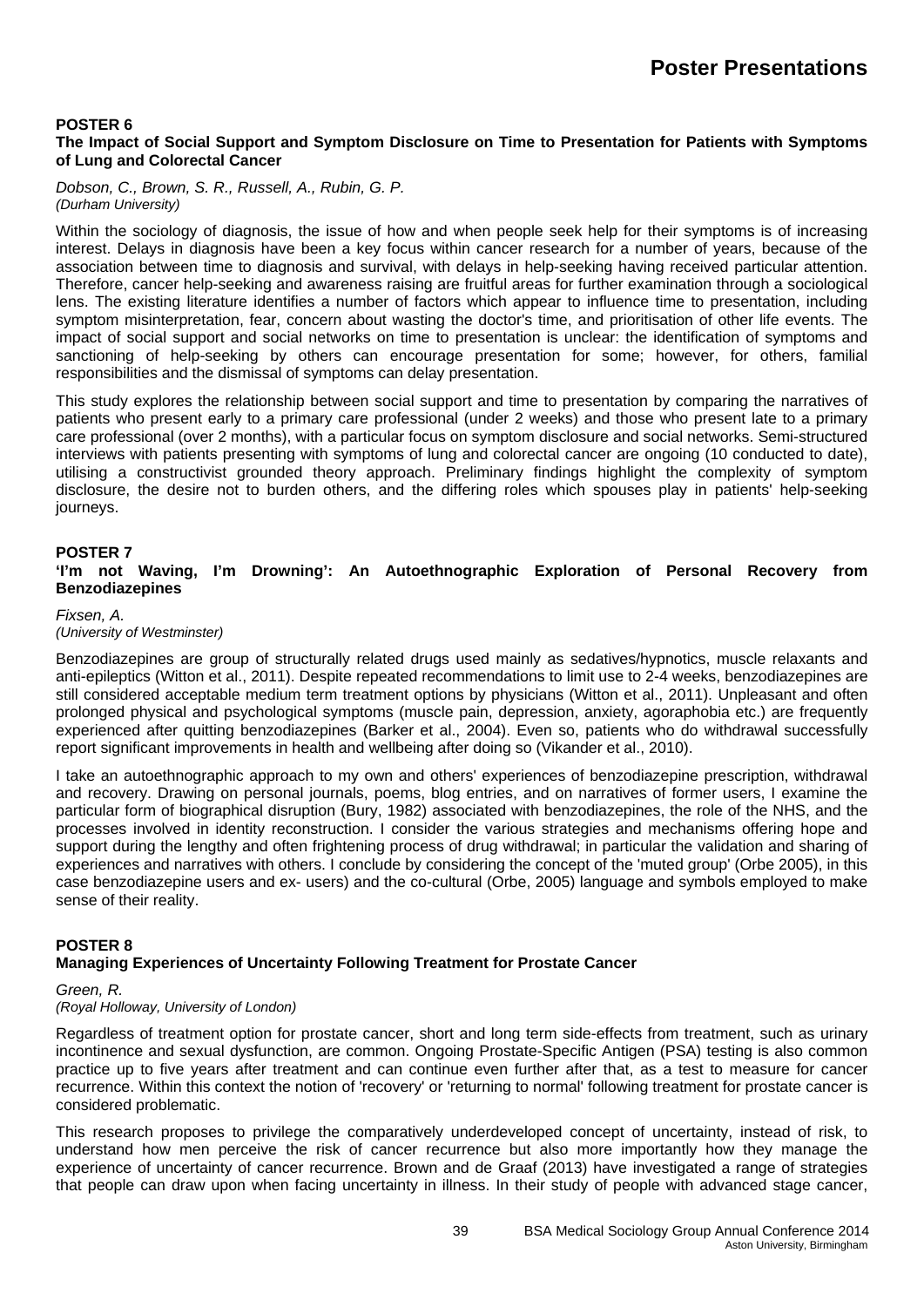# Poster Presentations

## POSTER 6

### The Impact of Social Support and Symptom Disclosure on Time to Presentation for Patients with Symptoms of Lung and Colorectal Cancer

*Dobson, C., Brown, S. R., Russell, A., Rubin, G. P.*
*(Durham University)*

Within the sociology of diagnosis, the issue of how and when people seek help for their symptoms is of increasing interest. Delays in diagnosis have been a key focus within cancer research for a number of years, because of the association between time to diagnosis and survival, with delays in help-seeking having received particular attention. Therefore, cancer help-seeking and awareness raising are fruitful areas for further examination through a sociological lens. The existing literature identifies a number of factors which appear to influence time to presentation, including symptom misinterpretation, fear, concern about wasting the doctor's time, and prioritisation of other life events. The impact of social support and social networks on time to presentation is unclear: the identification of symptoms and sanctioning of help-seeking by others can encourage presentation for some; however, for others, familial responsibilities and the dismissal of symptoms can delay presentation.

This study explores the relationship between social support and time to presentation by comparing the narratives of patients who present early to a primary care professional (under 2 weeks) and those who present late to a primary care professional (over 2 months), with a particular focus on symptom disclosure and social networks. Semi-structured interviews with patients presenting with symptoms of lung and colorectal cancer are ongoing (10 conducted to date), utilising a constructivist grounded theory approach. Preliminary findings highlight the complexity of symptom disclosure, the desire not to burden others, and the differing roles which spouses play in patients' help-seeking journeys.

## POSTER 7

### 'I'm not Waving, I'm Drowning': An Autoethnographic Exploration of Personal Recovery from Benzodiazepines

*Fixsen, A.*
*(University of Westminster)*

Benzodiazepines are group of structurally related drugs used mainly as sedatives/hypnotics, muscle relaxants and anti-epileptics (Witton et al., 2011). Despite repeated recommendations to limit use to 2-4 weeks, benzodiazepines are still considered acceptable medium term treatment options by physicians (Witton et al., 2011). Unpleasant and often prolonged physical and psychological symptoms (muscle pain, depression, anxiety, agoraphobia etc.) are frequently experienced after quitting benzodiazepines (Barker et al., 2004). Even so, patients who do withdrawal successfully report significant improvements in health and wellbeing after doing so (Vikander et al., 2010).

I take an autoethnographic approach to my own and others' experiences of benzodiazepine prescription, withdrawal and recovery. Drawing on personal journals, poems, blog entries, and on narratives of former users, I examine the particular form of biographical disruption (Bury, 1982) associated with benzodiazepines, the role of the NHS, and the processes involved in identity reconstruction. I consider the various strategies and mechanisms offering hope and support during the lengthy and often frightening process of drug withdrawal; in particular the validation and sharing of experiences and narratives with others. I conclude by considering the concept of the 'muted group' (Orbe 2005), in this case benzodiazepine users and ex- users) and the co-cultural (Orbe, 2005) language and symbols employed to make sense of their reality.

## POSTER 8

### Managing Experiences of Uncertainty Following Treatment for Prostate Cancer

*Green, R.*
*(Royal Holloway, University of London)*

Regardless of treatment option for prostate cancer, short and long term side-effects from treatment, such as urinary incontinence and sexual dysfunction, are common. Ongoing Prostate-Specific Antigen (PSA) testing is also common practice up to five years after treatment and can continue even further after that, as a test to measure for cancer recurrence. Within this context the notion of 'recovery' or 'returning to normal' following treatment for prostate cancer is considered problematic.

This research proposes to privilege the comparatively underdeveloped concept of uncertainty, instead of risk, to understand how men perceive the risk of cancer recurrence but also more importantly how they manage the experience of uncertainty of cancer recurrence. Brown and de Graaf (2013) have investigated a range of strategies that people can draw upon when facing uncertainty in illness. In their study of people with advanced stage cancer,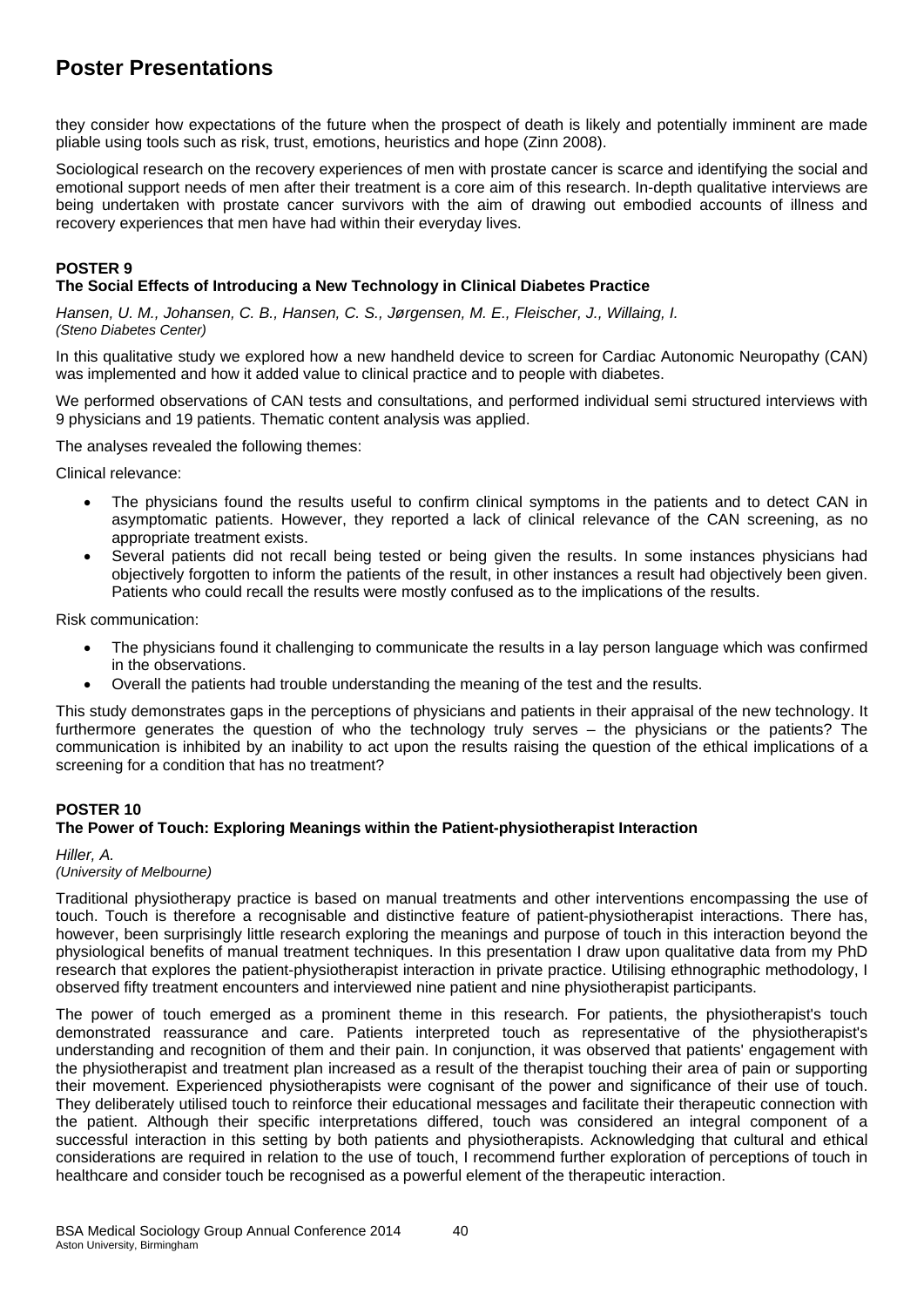they consider how expectations of the future when the prospect of death is likely and potentially imminent are made pliable using tools such as risk, trust, emotions, heuristics and hope (Zinn 2008).

Sociological research on the recovery experiences of men with prostate cancer is scarce and identifying the social and emotional support needs of men after their treatment is a core aim of this research. In-depth qualitative interviews are being undertaken with prostate cancer survivors with the aim of drawing out embodied accounts of illness and recovery experiences that men have had within their everyday lives.

**POSTER 9**
**The Social Effects of Introducing a New Technology in Clinical Diabetes Practice**

*Hansen, U. M., Johansen, C. B., Hansen, C. S., Jørgensen, M. E., Fleischer, J., Willaing, I.*
*(Steno Diabetes Center)*

In this qualitative study we explored how a new handheld device to screen for Cardiac Autonomic Neuropathy (CAN) was implemented and how it added value to clinical practice and to people with diabetes.

We performed observations of CAN tests and consultations, and performed individual semi structured interviews with 9 physicians and 19 patients. Thematic content analysis was applied.

The analyses revealed the following themes:

Clinical relevance:

- The physicians found the results useful to confirm clinical symptoms in the patients and to detect CAN in asymptomatic patients. However, they reported a lack of clinical relevance of the CAN screening, as no appropriate treatment exists.
- Several patients did not recall being tested or being given the results. In some instances physicians had objectively forgotten to inform the patients of the result, in other instances a result had objectively been given. Patients who could recall the results were mostly confused as to the implications of the results.

Risk communication:

- The physicians found it challenging to communicate the results in a lay person language which was confirmed in the observations.
- Overall the patients had trouble understanding the meaning of the test and the results.

This study demonstrates gaps in the perceptions of physicians and patients in their appraisal of the new technology. It furthermore generates the question of who the technology truly serves – the physicians or the patients? The communication is inhibited by an inability to act upon the results raising the question of the ethical implications of a screening for a condition that has no treatment?

**POSTER 10**
**The Power of Touch: Exploring Meanings within the Patient-physiotherapist Interaction**

*Hiller, A.*
*(University of Melbourne)*

Traditional physiotherapy practice is based on manual treatments and other interventions encompassing the use of touch. Touch is therefore a recognisable and distinctive feature of patient-physiotherapist interactions. There has, however, been surprisingly little research exploring the meanings and purpose of touch in this interaction beyond the physiological benefits of manual treatment techniques. In this presentation I draw upon qualitative data from my PhD research that explores the patient-physiotherapist interaction in private practice. Utilising ethnographic methodology, I observed fifty treatment encounters and interviewed nine patient and nine physiotherapist participants.

The power of touch emerged as a prominent theme in this research. For patients, the physiotherapist's touch demonstrated reassurance and care. Patients interpreted touch as representative of the physiotherapist's understanding and recognition of them and their pain. In conjunction, it was observed that patients' engagement with the physiotherapist and treatment plan increased as a result of the therapist touching their area of pain or supporting their movement. Experienced physiotherapists were cognisant of the power and significance of their use of touch. They deliberately utilised touch to reinforce their educational messages and facilitate their therapeutic connection with the patient. Although their specific interpretations differed, touch was considered an integral component of a successful interaction in this setting by both patients and physiotherapists. Acknowledging that cultural and ethical considerations are required in relation to the use of touch, I recommend further exploration of perceptions of touch in healthcare and consider touch be recognised as a powerful element of the therapeutic interaction.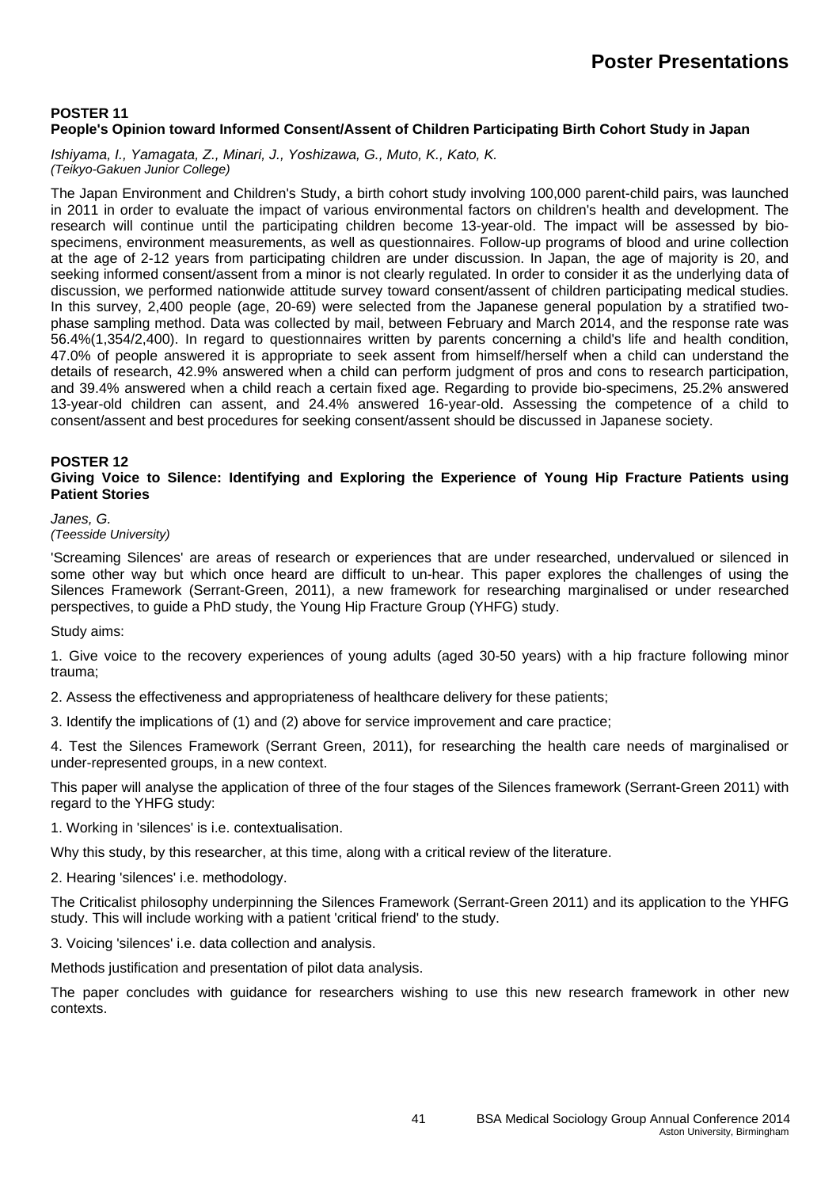## POSTER 11

### People's Opinion toward Informed Consent/Assent of Children Participating Birth Cohort Study in Japan

*Ishiyama, I., Yamagata, Z., Minari, J., Yoshizawa, G., Muto, K., Kato, K.*
*(Teikyo-Gakuen Junior College)*

The Japan Environment and Children's Study, a birth cohort study involving 100,000 parent-child pairs, was launched in 2011 in order to evaluate the impact of various environmental factors on children's health and development. The research will continue until the participating children become 13-year-old. The impact will be assessed by bio-specimens, environment measurements, as well as questionnaires. Follow-up programs of blood and urine collection at the age of 2-12 years from participating children are under discussion. In Japan, the age of majority is 20, and seeking informed consent/assent from a minor is not clearly regulated. In order to consider it as the underlying data of discussion, we performed nationwide attitude survey toward consent/assent of children participating medical studies. In this survey, 2,400 people (age, 20-69) were selected from the Japanese general population by a stratified two-phase sampling method. Data was collected by mail, between February and March 2014, and the response rate was 56.4%(1,354/2,400). In regard to questionnaires written by parents concerning a child's life and health condition, 47.0% of people answered it is appropriate to seek assent from himself/herself when a child can understand the details of research, 42.9% answered when a child can perform judgment of pros and cons to research participation, and 39.4% answered when a child reach a certain fixed age. Regarding to provide bio-specimens, 25.2% answered 13-year-old children can assent, and 24.4% answered 16-year-old. Assessing the competence of a child to consent/assent and best procedures for seeking consent/assent should be discussed in Japanese society.

## POSTER 12

### Giving Voice to Silence: Identifying and Exploring the Experience of Young Hip Fracture Patients using Patient Stories

*Janes, G.*
*(Teesside University)*

'Screaming Silences' are areas of research or experiences that are under researched, undervalued or silenced in some other way but which once heard are difficult to un-hear. This paper explores the challenges of using the Silences Framework (Serrant-Green, 2011), a new framework for researching marginalised or under researched perspectives, to guide a PhD study, the Young Hip Fracture Group (YHFG) study.

Study aims:

1. Give voice to the recovery experiences of young adults (aged 30-50 years) with a hip fracture following minor trauma;

2. Assess the effectiveness and appropriateness of healthcare delivery for these patients;

3. Identify the implications of (1) and (2) above for service improvement and care practice;

4. Test the Silences Framework (Serrant Green, 2011), for researching the health care needs of marginalised or under-represented groups, in a new context.

This paper will analyse the application of three of the four stages of the Silences framework (Serrant-Green 2011) with regard to the YHFG study:

1. Working in 'silences' is i.e. contextualisation.

Why this study, by this researcher, at this time, along with a critical review of the literature.

2. Hearing 'silences' i.e. methodology.

The Criticalist philosophy underpinning the Silences Framework (Serrant-Green 2011) and its application to the YHFG study. This will include working with a patient 'critical friend' to the study.

3. Voicing 'silences' i.e. data collection and analysis.

Methods justification and presentation of pilot data analysis.

The paper concludes with guidance for researchers wishing to use this new research framework in other new contexts.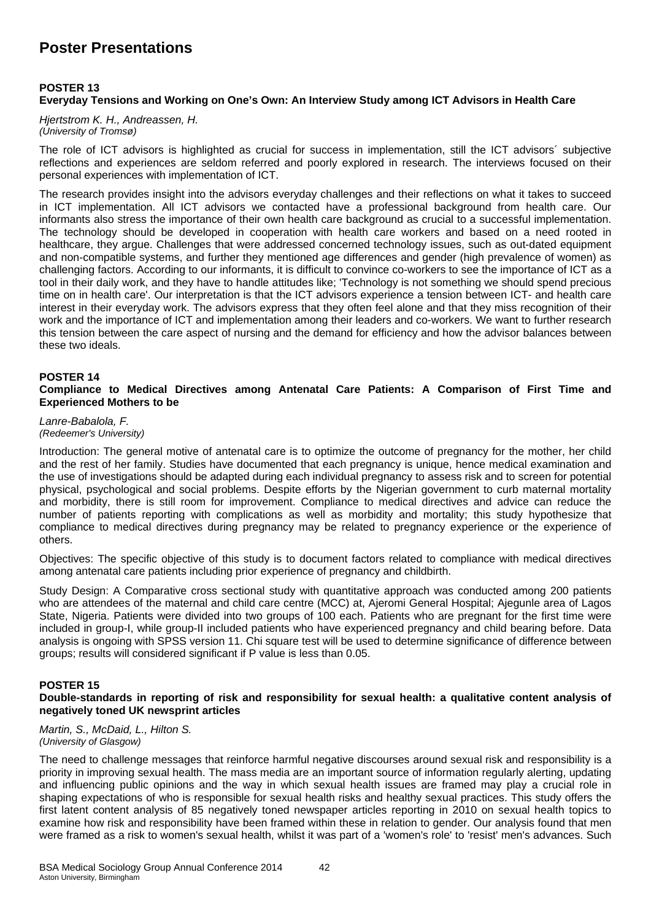# Poster Presentations

## POSTER 13

### Everyday Tensions and Working on One's Own: An Interview Study among ICT Advisors in Health Care

*Hjertstrom K. H., Andreassen, H.*
*(University of Tromsø)*

The role of ICT advisors is highlighted as crucial for success in implementation, still the ICT advisors´ subjective reflections and experiences are seldom referred and poorly explored in research. The interviews focused on their personal experiences with implementation of ICT.

The research provides insight into the advisors everyday challenges and their reflections on what it takes to succeed in ICT implementation. All ICT advisors we contacted have a professional background from health care. Our informants also stress the importance of their own health care background as crucial to a successful implementation. The technology should be developed in cooperation with health care workers and based on a need rooted in healthcare, they argue. Challenges that were addressed concerned technology issues, such as out-dated equipment and non-compatible systems, and further they mentioned age differences and gender (high prevalence of women) as challenging factors. According to our informants, it is difficult to convince co-workers to see the importance of ICT as a tool in their daily work, and they have to handle attitudes like; 'Technology is not something we should spend precious time on in health care'. Our interpretation is that the ICT advisors experience a tension between ICT- and health care interest in their everyday work. The advisors express that they often feel alone and that they miss recognition of their work and the importance of ICT and implementation among their leaders and co-workers. We want to further research this tension between the care aspect of nursing and the demand for efficiency and how the advisor balances between these two ideals.

## POSTER 14

### Compliance to Medical Directives among Antenatal Care Patients: A Comparison of First Time and Experienced Mothers to be

*Lanre-Babalola, F.*
*(Redeemer's University)*

Introduction: The general motive of antenatal care is to optimize the outcome of pregnancy for the mother, her child and the rest of her family. Studies have documented that each pregnancy is unique, hence medical examination and the use of investigations should be adapted during each individual pregnancy to assess risk and to screen for potential physical, psychological and social problems. Despite efforts by the Nigerian government to curb maternal mortality and morbidity, there is still room for improvement. Compliance to medical directives and advice can reduce the number of patients reporting with complications as well as morbidity and mortality; this study hypothesize that compliance to medical directives during pregnancy may be related to pregnancy experience or the experience of others.

Objectives: The specific objective of this study is to document factors related to compliance with medical directives among antenatal care patients including prior experience of pregnancy and childbirth.

Study Design: A Comparative cross sectional study with quantitative approach was conducted among 200 patients who are attendees of the maternal and child care centre (MCC) at, Ajeromi General Hospital; Ajegunle area of Lagos State, Nigeria. Patients were divided into two groups of 100 each. Patients who are pregnant for the first time were included in group-I, while group-II included patients who have experienced pregnancy and child bearing before. Data analysis is ongoing with SPSS version 11. Chi square test will be used to determine significance of difference between groups; results will considered significant if P value is less than 0.05.

## POSTER 15

### Double-standards in reporting of risk and responsibility for sexual health: a qualitative content analysis of negatively toned UK newsprint articles

*Martin, S., McDaid, L., Hilton S.*
*(University of Glasgow)*

The need to challenge messages that reinforce harmful negative discourses around sexual risk and responsibility is a priority in improving sexual health. The mass media are an important source of information regularly alerting, updating and influencing public opinions and the way in which sexual health issues are framed may play a crucial role in shaping expectations of who is responsible for sexual health risks and healthy sexual practices. This study offers the first latent content analysis of 85 negatively toned newspaper articles reporting in 2010 on sexual health topics to examine how risk and responsibility have been framed within these in relation to gender. Our analysis found that men were framed as a risk to women's sexual health, whilst it was part of a 'women's role' to 'resist' men's advances. Such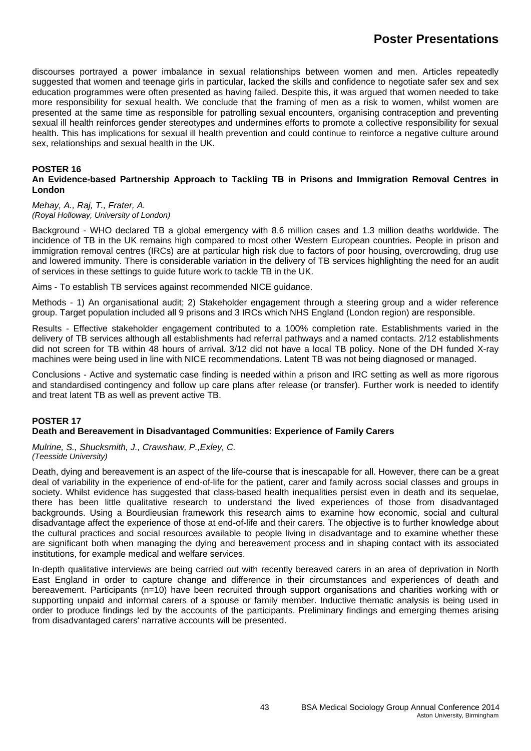discourses portrayed a power imbalance in sexual relationships between women and men. Articles repeatedly suggested that women and teenage girls in particular, lacked the skills and confidence to negotiate safer sex and sex education programmes were often presented as having failed. Despite this, it was argued that women needed to take more responsibility for sexual health. We conclude that the framing of men as a risk to women, whilst women are presented at the same time as responsible for patrolling sexual encounters, organising contraception and preventing sexual ill health reinforces gender stereotypes and undermines efforts to promote a collective responsibility for sexual health. This has implications for sexual ill health prevention and could continue to reinforce a negative culture around sex, relationships and sexual health in the UK.

## POSTER 16

### An Evidence-based Partnership Approach to Tackling TB in Prisons and Immigration Removal Centres in London

*Mehay, A., Raj, T., Frater, A.*
*(Royal Holloway, University of London)*

Background - WHO declared TB a global emergency with 8.6 million cases and 1.3 million deaths worldwide. The incidence of TB in the UK remains high compared to most other Western European countries. People in prison and immigration removal centres (IRCs) are at particular high risk due to factors of poor housing, overcrowding, drug use and lowered immunity. There is considerable variation in the delivery of TB services highlighting the need for an audit of services in these settings to guide future work to tackle TB in the UK.

Aims - To establish TB services against recommended NICE guidance.

Methods - 1) An organisational audit; 2) Stakeholder engagement through a steering group and a wider reference group. Target population included all 9 prisons and 3 IRCs which NHS England (London region) are responsible.

Results - Effective stakeholder engagement contributed to a 100% completion rate. Establishments varied in the delivery of TB services although all establishments had referral pathways and a named contacts. 2/12 establishments did not screen for TB within 48 hours of arrival. 3/12 did not have a local TB policy. None of the DH funded X-ray machines were being used in line with NICE recommendations. Latent TB was not being diagnosed or managed.

Conclusions - Active and systematic case finding is needed within a prison and IRC setting as well as more rigorous and standardised contingency and follow up care plans after release (or transfer). Further work is needed to identify and treat latent TB as well as prevent active TB.

## POSTER 17

### Death and Bereavement in Disadvantaged Communities: Experience of Family Carers

*Mulrine, S., Shucksmith, J., Crawshaw, P.,Exley, C.*
*(Teesside University)*

Death, dying and bereavement is an aspect of the life-course that is inescapable for all. However, there can be a great deal of variability in the experience of end-of-life for the patient, carer and family across social classes and groups in society. Whilst evidence has suggested that class-based health inequalities persist even in death and its sequelae, there has been little qualitative research to understand the lived experiences of those from disadvantaged backgrounds. Using a Bourdieusian framework this research aims to examine how economic, social and cultural disadvantage affect the experience of those at end-of-life and their carers. The objective is to further knowledge about the cultural practices and social resources available to people living in disadvantage and to examine whether these are significant both when managing the dying and bereavement process and in shaping contact with its associated institutions, for example medical and welfare services.

In-depth qualitative interviews are being carried out with recently bereaved carers in an area of deprivation in North East England in order to capture change and difference in their circumstances and experiences of death and bereavement. Participants (n=10) have been recruited through support organisations and charities working with or supporting unpaid and informal carers of a spouse or family member. Inductive thematic analysis is being used in order to produce findings led by the accounts of the participants. Preliminary findings and emerging themes arising from disadvantaged carers' narrative accounts will be presented.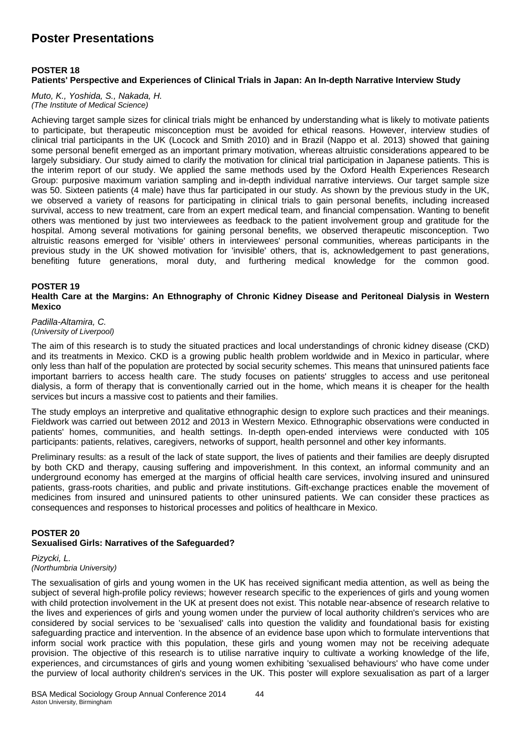# Poster Presentations

### POSTER 18

**Patients' Perspective and Experiences of Clinical Trials in Japan: An In-depth Narrative Interview Study**

*Muto, K., Yoshida, S., Nakada, H.*
*(The Institute of Medical Science)*

Achieving target sample sizes for clinical trials might be enhanced by understanding what is likely to motivate patients to participate, but therapeutic misconception must be avoided for ethical reasons. However, interview studies of clinical trial participants in the UK (Locock and Smith 2010) and in Brazil (Nappo et al. 2013) showed that gaining some personal benefit emerged as an important primary motivation, whereas altruistic considerations appeared to be largely subsidiary. Our study aimed to clarify the motivation for clinical trial participation in Japanese patients. This is the interim report of our study. We applied the same methods used by the Oxford Health Experiences Research Group: purposive maximum variation sampling and in-depth individual narrative interviews. Our target sample size was 50. Sixteen patients (4 male) have thus far participated in our study. As shown by the previous study in the UK, we observed a variety of reasons for participating in clinical trials to gain personal benefits, including increased survival, access to new treatment, care from an expert medical team, and financial compensation. Wanting to benefit others was mentioned by just two interviewees as feedback to the patient involvement group and gratitude for the hospital. Among several motivations for gaining personal benefits, we observed therapeutic misconception. Two altruistic reasons emerged for 'visible' others in interviewees' personal communities, whereas participants in the previous study in the UK showed motivation for 'invisible' others, that is, acknowledgement to past generations, benefiting future generations, moral duty, and furthering medical knowledge for the common good.

### POSTER 19

**Health Care at the Margins: An Ethnography of Chronic Kidney Disease and Peritoneal Dialysis in Western Mexico**

*Padilla-Altamira, C.*
*(University of Liverpool)*

The aim of this research is to study the situated practices and local understandings of chronic kidney disease (CKD) and its treatments in Mexico. CKD is a growing public health problem worldwide and in Mexico in particular, where only less than half of the population are protected by social security schemes. This means that uninsured patients face important barriers to access health care. The study focuses on patients' struggles to access and use peritoneal dialysis, a form of therapy that is conventionally carried out in the home, which means it is cheaper for the health services but incurs a massive cost to patients and their families.

The study employs an interpretive and qualitative ethnographic design to explore such practices and their meanings. Fieldwork was carried out between 2012 and 2013 in Western Mexico. Ethnographic observations were conducted in patients' homes, communities, and health settings. In-depth open-ended interviews were conducted with 105 participants: patients, relatives, caregivers, networks of support, health personnel and other key informants.

Preliminary results: as a result of the lack of state support, the lives of patients and their families are deeply disrupted by both CKD and therapy, causing suffering and impoverishment. In this context, an informal community and an underground economy has emerged at the margins of official health care services, involving insured and uninsured patients, grass-roots charities, and public and private institutions. Gift-exchange practices enable the movement of medicines from insured and uninsured patients to other uninsured patients. We can consider these practices as consequences and responses to historical processes and politics of healthcare in Mexico.

### POSTER 20

**Sexualised Girls: Narratives of the Safeguarded?**

*Pizycki, L.*
*(Northumbria University)*

The sexualisation of girls and young women in the UK has received significant media attention, as well as being the subject of several high-profile policy reviews; however research specific to the experiences of girls and young women with child protection involvement in the UK at present does not exist. This notable near-absence of research relative to the lives and experiences of girls and young women under the purview of local authority children's services who are considered by social services to be 'sexualised' calls into question the validity and foundational basis for existing safeguarding practice and intervention. In the absence of an evidence base upon which to formulate interventions that inform social work practice with this population, these girls and young women may not be receiving adequate provision. The objective of this research is to utilise narrative inquiry to cultivate a working knowledge of the life, experiences, and circumstances of girls and young women exhibiting 'sexualised behaviours' who have come under the purview of local authority children's services in the UK. This poster will explore sexualisation as part of a larger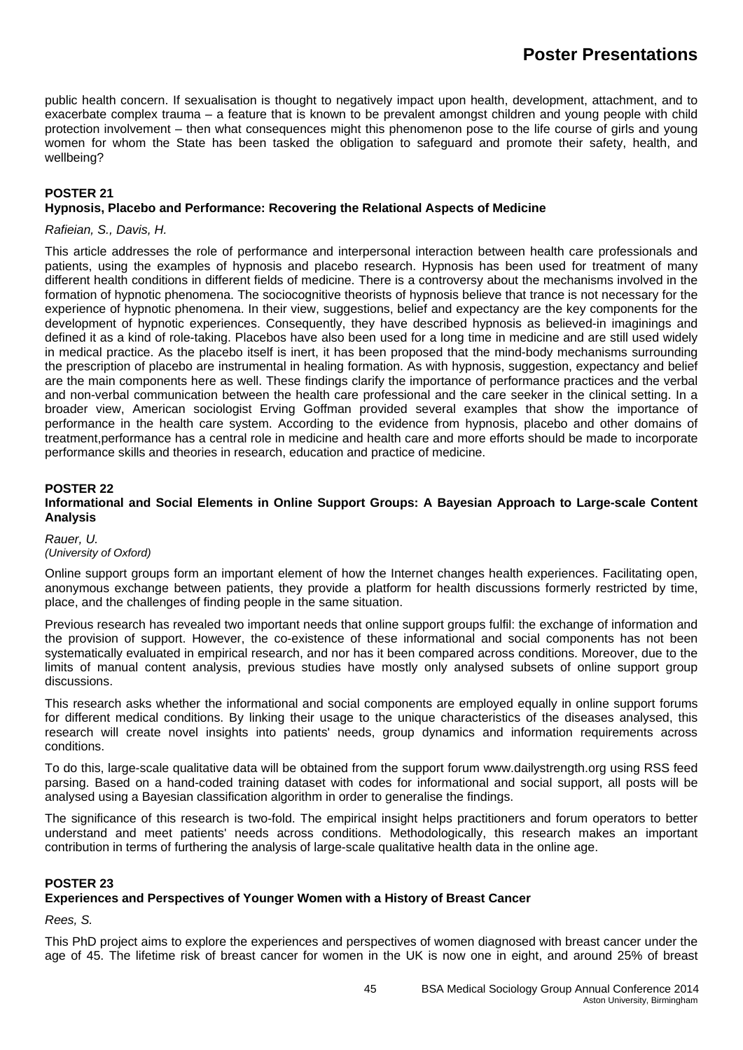public health concern. If sexualisation is thought to negatively impact upon health, development, attachment, and to exacerbate complex trauma – a feature that is known to be prevalent amongst children and young people with child protection involvement – then what consequences might this phenomenon pose to the life course of girls and young women for whom the State has been tasked the obligation to safeguard and promote their safety, health, and wellbeing?

**POSTER 21**

**Hypnosis, Placebo and Performance: Recovering the Relational Aspects of Medicine**

*Rafieian, S., Davis, H.*

This article addresses the role of performance and interpersonal interaction between health care professionals and patients, using the examples of hypnosis and placebo research. Hypnosis has been used for treatment of many different health conditions in different fields of medicine. There is a controversy about the mechanisms involved in the formation of hypnotic phenomena. The sociocognitive theorists of hypnosis believe that trance is not necessary for the experience of hypnotic phenomena. In their view, suggestions, belief and expectancy are the key components for the development of hypnotic experiences. Consequently, they have described hypnosis as believed-in imaginings and defined it as a kind of role-taking. Placebos have also been used for a long time in medicine and are still used widely in medical practice. As the placebo itself is inert, it has been proposed that the mind-body mechanisms surrounding the prescription of placebo are instrumental in healing formation. As with hypnosis, suggestion, expectancy and belief are the main components here as well. These findings clarify the importance of performance practices and the verbal and non-verbal communication between the health care professional and the care seeker in the clinical setting. In a broader view, American sociologist Erving Goffman provided several examples that show the importance of performance in the health care system. According to the evidence from hypnosis, placebo and other domains of treatment,performance has a central role in medicine and health care and more efforts should be made to incorporate performance skills and theories in research, education and practice of medicine.

**POSTER 22**

**Informational and Social Elements in Online Support Groups: A Bayesian Approach to Large-scale Content Analysis**

*Rauer, U.*
*(University of Oxford)*

Online support groups form an important element of how the Internet changes health experiences. Facilitating open, anonymous exchange between patients, they provide a platform for health discussions formerly restricted by time, place, and the challenges of finding people in the same situation.

Previous research has revealed two important needs that online support groups fulfil: the exchange of information and the provision of support. However, the co-existence of these informational and social components has not been systematically evaluated in empirical research, and nor has it been compared across conditions. Moreover, due to the limits of manual content analysis, previous studies have mostly only analysed subsets of online support group discussions.

This research asks whether the informational and social components are employed equally in online support forums for different medical conditions. By linking their usage to the unique characteristics of the diseases analysed, this research will create novel insights into patients' needs, group dynamics and information requirements across conditions.

To do this, large-scale qualitative data will be obtained from the support forum www.dailystrength.org using RSS feed parsing. Based on a hand-coded training dataset with codes for informational and social support, all posts will be analysed using a Bayesian classification algorithm in order to generalise the findings.

The significance of this research is two-fold. The empirical insight helps practitioners and forum operators to better understand and meet patients' needs across conditions. Methodologically, this research makes an important contribution in terms of furthering the analysis of large-scale qualitative health data in the online age.

**POSTER 23**

**Experiences and Perspectives of Younger Women with a History of Breast Cancer**

*Rees, S.*

This PhD project aims to explore the experiences and perspectives of women diagnosed with breast cancer under the age of 45. The lifetime risk of breast cancer for women in the UK is now one in eight, and around 25% of breast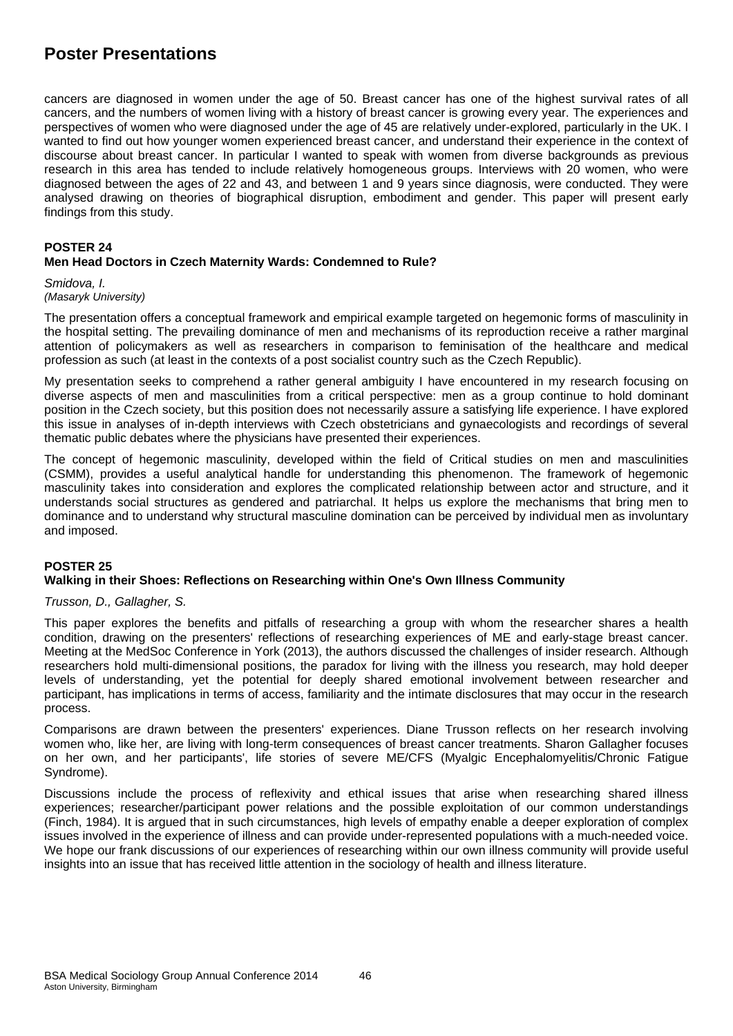cancers are diagnosed in women under the age of 50. Breast cancer has one of the highest survival rates of all cancers, and the numbers of women living with a history of breast cancer is growing every year. The experiences and perspectives of women who were diagnosed under the age of 45 are relatively under-explored, particularly in the UK. I wanted to find out how younger women experienced breast cancer, and understand their experience in the context of discourse about breast cancer. In particular I wanted to speak with women from diverse backgrounds as previous research in this area has tended to include relatively homogeneous groups. Interviews with 20 women, who were diagnosed between the ages of 22 and 43, and between 1 and 9 years since diagnosis, were conducted. They were analysed drawing on theories of biographical disruption, embodiment and gender. This paper will present early findings from this study.

## POSTER 24

### Men Head Doctors in Czech Maternity Wards: Condemned to Rule?

*Smidova, I.*
*(Masaryk University)*

The presentation offers a conceptual framework and empirical example targeted on hegemonic forms of masculinity in the hospital setting. The prevailing dominance of men and mechanisms of its reproduction receive a rather marginal attention of policymakers as well as researchers in comparison to feminisation of the healthcare and medical profession as such (at least in the contexts of a post socialist country such as the Czech Republic).

My presentation seeks to comprehend a rather general ambiguity I have encountered in my research focusing on diverse aspects of men and masculinities from a critical perspective: men as a group continue to hold dominant position in the Czech society, but this position does not necessarily assure a satisfying life experience. I have explored this issue in analyses of in-depth interviews with Czech obstetricians and gynaecologists and recordings of several thematic public debates where the physicians have presented their experiences.

The concept of hegemonic masculinity, developed within the field of Critical studies on men and masculinities (CSMM), provides a useful analytical handle for understanding this phenomenon. The framework of hegemonic masculinity takes into consideration and explores the complicated relationship between actor and structure, and it understands social structures as gendered and patriarchal. It helps us explore the mechanisms that bring men to dominance and to understand why structural masculine domination can be perceived by individual men as involuntary and imposed.

## POSTER 25

### Walking in their Shoes: Reflections on Researching within One's Own Illness Community

*Trusson, D., Gallagher, S.*

This paper explores the benefits and pitfalls of researching a group with whom the researcher shares a health condition, drawing on the presenters' reflections of researching experiences of ME and early-stage breast cancer. Meeting at the MedSoc Conference in York (2013), the authors discussed the challenges of insider research. Although researchers hold multi-dimensional positions, the paradox for living with the illness you research, may hold deeper levels of understanding, yet the potential for deeply shared emotional involvement between researcher and participant, has implications in terms of access, familiarity and the intimate disclosures that may occur in the research process.

Comparisons are drawn between the presenters' experiences. Diane Trusson reflects on her research involving women who, like her, are living with long-term consequences of breast cancer treatments. Sharon Gallagher focuses on her own, and her participants', life stories of severe ME/CFS (Myalgic Encephalomyelitis/Chronic Fatigue Syndrome).

Discussions include the process of reflexivity and ethical issues that arise when researching shared illness experiences; researcher/participant power relations and the possible exploitation of our common understandings (Finch, 1984). It is argued that in such circumstances, high levels of empathy enable a deeper exploration of complex issues involved in the experience of illness and can provide under-represented populations with a much-needed voice. We hope our frank discussions of our experiences of researching within our own illness community will provide useful insights into an issue that has received little attention in the sociology of health and illness literature.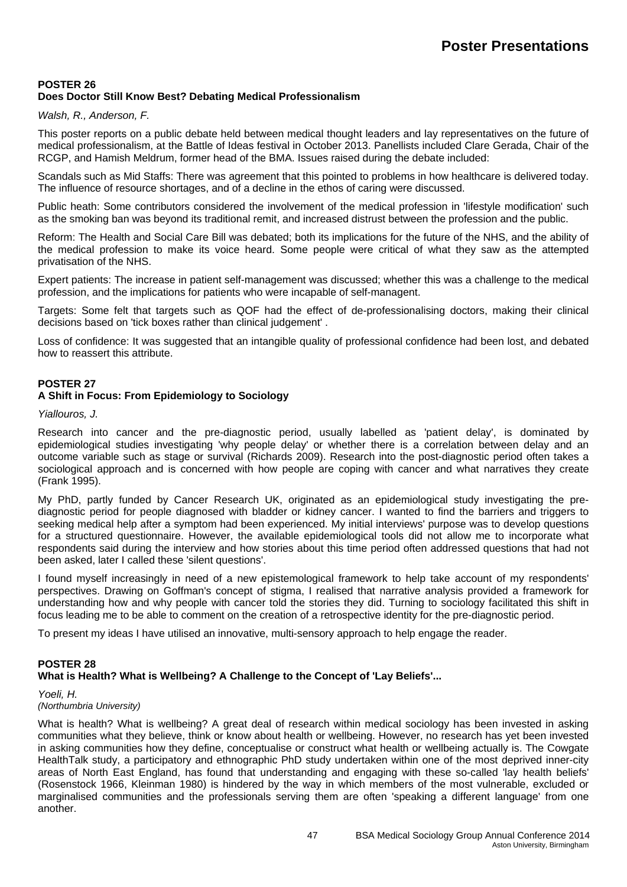### POSTER 26

### Does Doctor Still Know Best? Debating Medical Professionalism

*Walsh, R., Anderson, F.*

This poster reports on a public debate held between medical thought leaders and lay representatives on the future of medical professionalism, at the Battle of Ideas festival in October 2013. Panellists included Clare Gerada, Chair of the RCGP, and Hamish Meldrum, former head of the BMA. Issues raised during the debate included:

Scandals such as Mid Staffs: There was agreement that this pointed to problems in how healthcare is delivered today. The influence of resource shortages, and of a decline in the ethos of caring were discussed.

Public heath: Some contributors considered the involvement of the medical profession in 'lifestyle modification' such as the smoking ban was beyond its traditional remit, and increased distrust between the profession and the public.

Reform: The Health and Social Care Bill was debated; both its implications for the future of the NHS, and the ability of the medical profession to make its voice heard. Some people were critical of what they saw as the attempted privatisation of the NHS.

Expert patients: The increase in patient self-management was discussed; whether this was a challenge to the medical profession, and the implications for patients who were incapable of self-managent.

Targets: Some felt that targets such as QOF had the effect of de-professionalising doctors, making their clinical decisions based on 'tick boxes rather than clinical judgement' .

Loss of confidence: It was suggested that an intangible quality of professional confidence had been lost, and debated how to reassert this attribute.

### POSTER 27

### A Shift in Focus: From Epidemiology to Sociology

*Yiallouros, J.*

Research into cancer and the pre-diagnostic period, usually labelled as 'patient delay', is dominated by epidemiological studies investigating 'why people delay' or whether there is a correlation between delay and an outcome variable such as stage or survival (Richards 2009). Research into the post-diagnostic period often takes a sociological approach and is concerned with how people are coping with cancer and what narratives they create (Frank 1995).

My PhD, partly funded by Cancer Research UK, originated as an epidemiological study investigating the pre-diagnostic period for people diagnosed with bladder or kidney cancer. I wanted to find the barriers and triggers to seeking medical help after a symptom had been experienced. My initial interviews' purpose was to develop questions for a structured questionnaire. However, the available epidemiological tools did not allow me to incorporate what respondents said during the interview and how stories about this time period often addressed questions that had not been asked, later I called these 'silent questions'.

I found myself increasingly in need of a new epistemological framework to help take account of my respondents' perspectives. Drawing on Goffman's concept of stigma, I realised that narrative analysis provided a framework for understanding how and why people with cancer told the stories they did. Turning to sociology facilitated this shift in focus leading me to be able to comment on the creation of a retrospective identity for the pre-diagnostic period.

To present my ideas I have utilised an innovative, multi-sensory approach to help engage the reader.

### POSTER 28

### What is Health? What is Wellbeing? A Challenge to the Concept of 'Lay Beliefs'...

*Yoeli, H.*
*(Northumbria University)*

What is health? What is wellbeing? A great deal of research within medical sociology has been invested in asking communities what they believe, think or know about health or wellbeing. However, no research has yet been invested in asking communities how they define, conceptualise or construct what health or wellbeing actually is. The Cowgate HealthTalk study, a participatory and ethnographic PhD study undertaken within one of the most deprived inner-city areas of North East England, has found that understanding and engaging with these so-called 'lay health beliefs' (Rosenstock 1966, Kleinman 1980) is hindered by the way in which members of the most vulnerable, excluded or marginalised communities and the professionals serving them are often 'speaking a different language' from one another.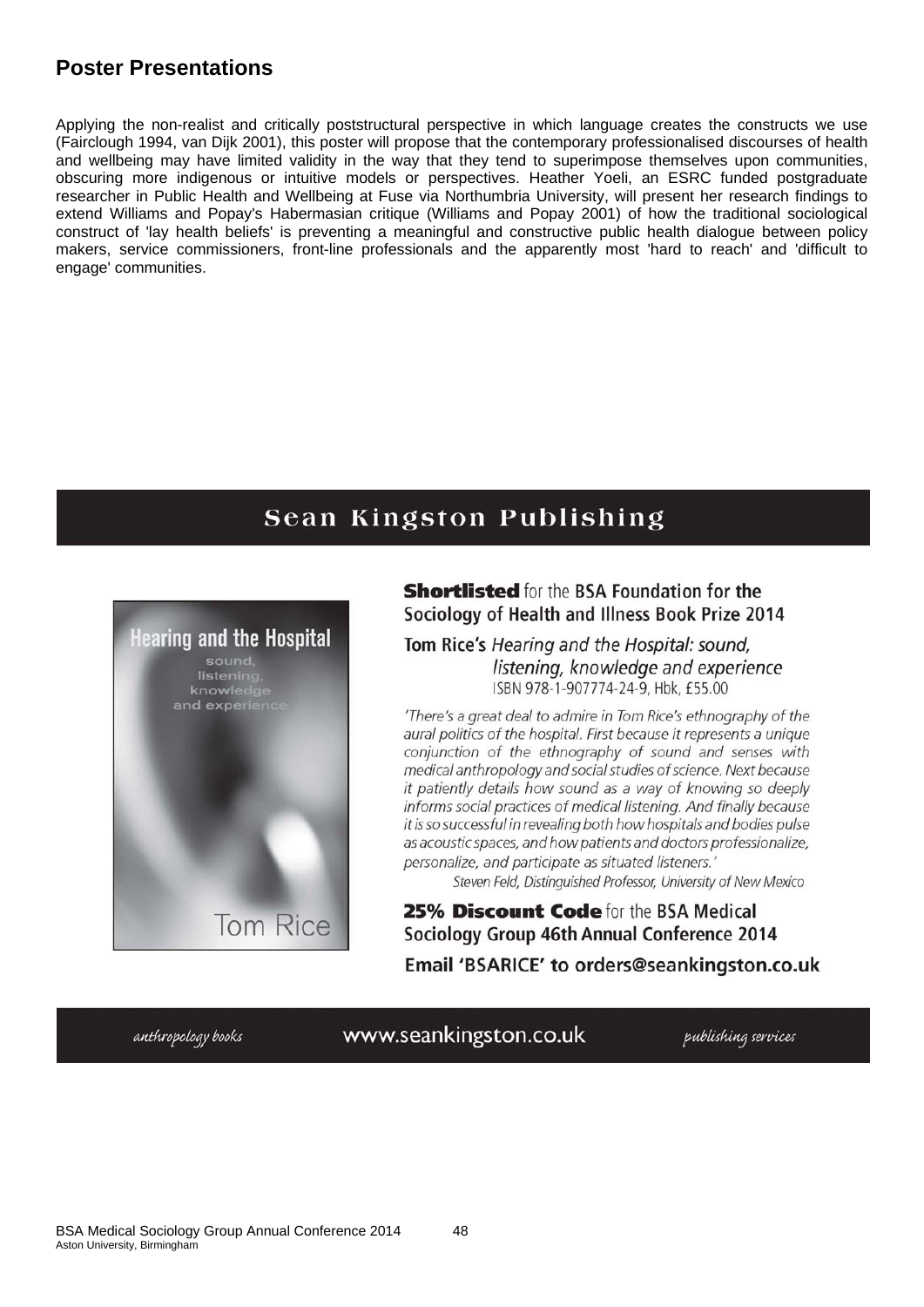## Poster Presentations

Applying the non-realist and critically poststructural perspective in which language creates the constructs we use (Fairclough 1994, van Dijk 2001), this poster will propose that the contemporary professionalised discourses of health and wellbeing may have limited validity in the way that they tend to superimpose themselves upon communities, obscuring more indigenous or intuitive models or perspectives. Heather Yoeli, an ESRC funded postgraduate researcher in Public Health and Wellbeing at Fuse via Northumbria University, will present her research findings to extend Williams and Popay's Habermasian critique (Williams and Popay 2001) of how the traditional sociological construct of 'lay health beliefs' is preventing a meaningful and constructive public health dialogue between policy makers, service commissioners, front-line professionals and the apparently most 'hard to reach' and 'difficult to engage' communities.

# Sean Kingston Publishing

Hearing and the Hospital
sound, listening, knowledge and experience
Tom Rice

**Shortlisted** for the BSA Foundation for the Sociology of Health and Illness Book Prize 2014

**Tom Rice's** *Hearing and the Hospital: sound, listening, knowledge and experience*
ISBN 978-1-907774-24-9, Hbk, £55.00

*'There's a great deal to admire in Tom Rice's ethnography of the aural politics of the hospital. First because it represents a unique conjunction of the ethnography of sound and senses with medical anthropology and social studies of science. Next because it patiently details how sound as a way of knowing so deeply informs social practices of medical listening. And finally because it is so successful in revealing both how hospitals and bodies pulse as acoustic spaces, and how patients and doctors professionalize, personalize, and participate as situated listeners.'*
*Steven Feld, Distinguished Professor, University of New Mexico*

**25% Discount Code** for the BSA Medical Sociology Group 46th Annual Conference 2014

**Email 'BSARICE' to orders@seankingston.co.uk**

*anthropology books* www.seankingston.co.uk *publishing services*